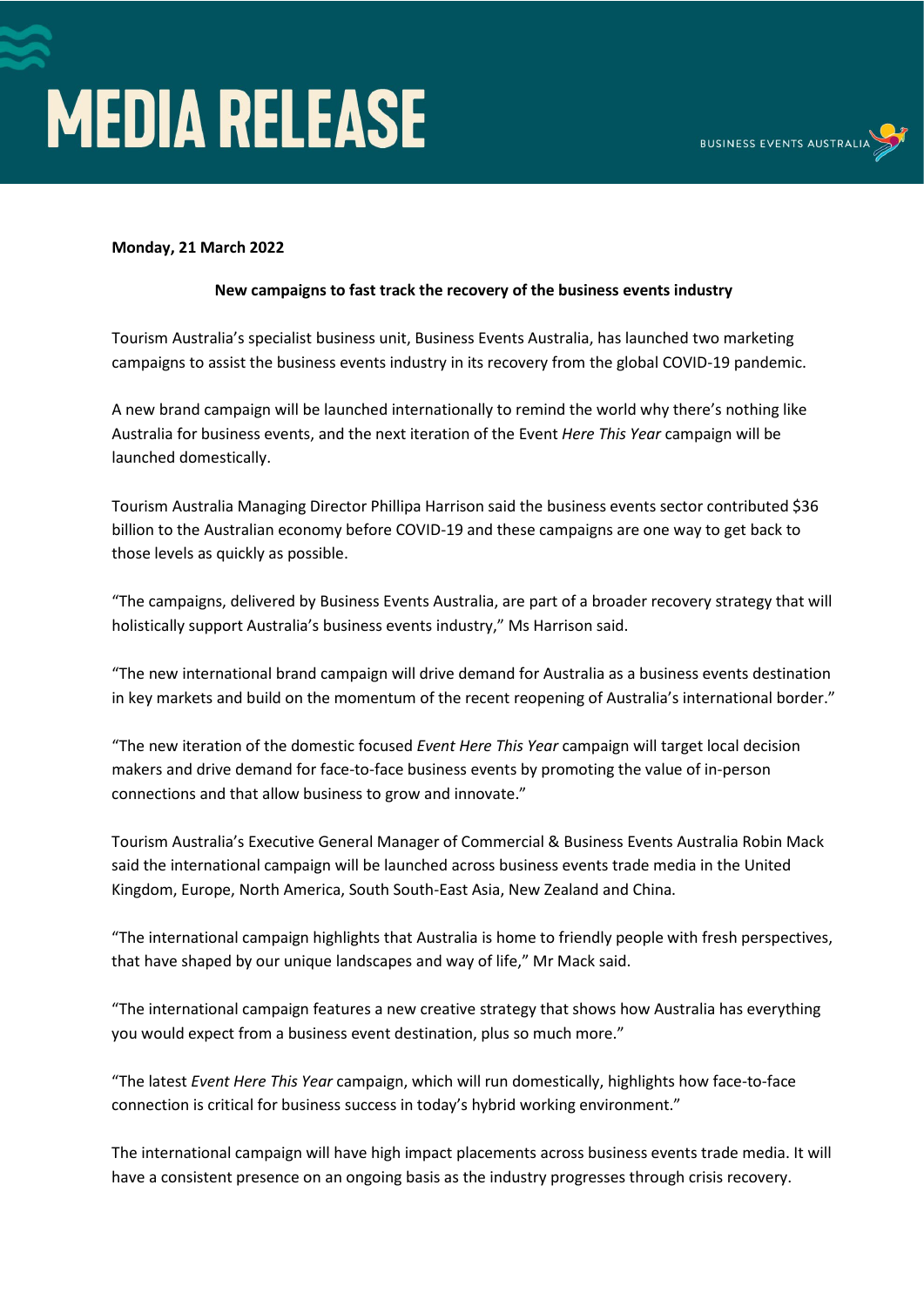# MEDIA RELEASE

BUSINESS EVENTS AUSTRALIA

**Monday, 21 March 2022**

**New campaigns to fast track the recovery of the business events industry**

Tourism Australia's specialist business unit, Business Events Australia, has launched two marketing campaigns to assist the business events industry in its recovery from the global COVID-19 pandemic.

A new brand campaign will be launched internationally to remind the world why there's nothing like Australia for business events, and the next iteration of the Event *Here This Year* campaign will be launched domestically.

Tourism Australia Managing Director Phillipa Harrison said the business events sector contributed $36 billion to the Australian economy before COVID-19 and these campaigns are one way to get back to those levels as quickly as possible.

"The campaigns, delivered by Business Events Australia, are part of a broader recovery strategy that will holistically support Australia's business events industry," Ms Harrison said.

"The new international brand campaign will drive demand for Australia as a business events destination in key markets and build on the momentum of the recent reopening of Australia's international border."

"The new iteration of the domestic focused *Event Here This Year* campaign will target local decision makers and drive demand for face-to-face business events by promoting the value of in-person connections and that allow business to grow and innovate."

Tourism Australia's Executive General Manager of Commercial & Business Events Australia Robin Mack said the international campaign will be launched across business events trade media in the United Kingdom, Europe, North America, South South-East Asia, New Zealand and China.

"The international campaign highlights that Australia is home to friendly people with fresh perspectives, that have shaped by our unique landscapes and way of life," Mr Mack said.

"The international campaign features a new creative strategy that shows how Australia has everything you would expect from a business event destination, plus so much more."

"The latest *Event Here This Year* campaign, which will run domestically, highlights how face-to-face connection is critical for business success in today's hybrid working environment."

The international campaign will have high impact placements across business events trade media. It will have a consistent presence on an ongoing basis as the industry progresses through crisis recovery.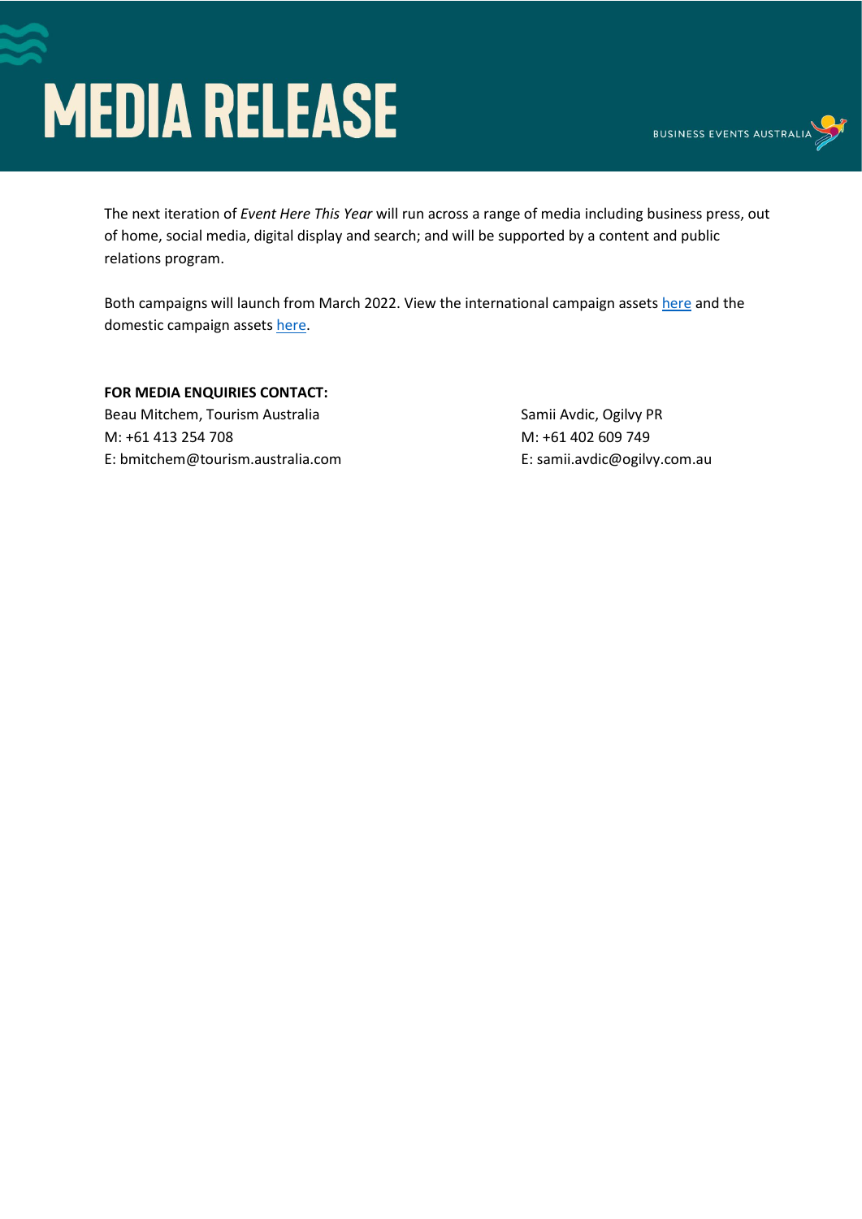# MEDIA RELEASE

The next iteration of *Event Here This Year* will run across a range of media including business press, out of home, social media, digital display and search; and will be supported by a content and public relations program.

Both campaigns will launch from March 2022. View the international campaign assets here and the domestic campaign assets here.

**FOR MEDIA ENQUIRIES CONTACT:**

Beau Mitchem, Tourism Australia
M: +61 413 254 708
E: bmitchem@tourism.australia.com

Samii Avdic, Ogilvy PR
M: +61 402 609 749
E: samii.avdic@ogilvy.com.au